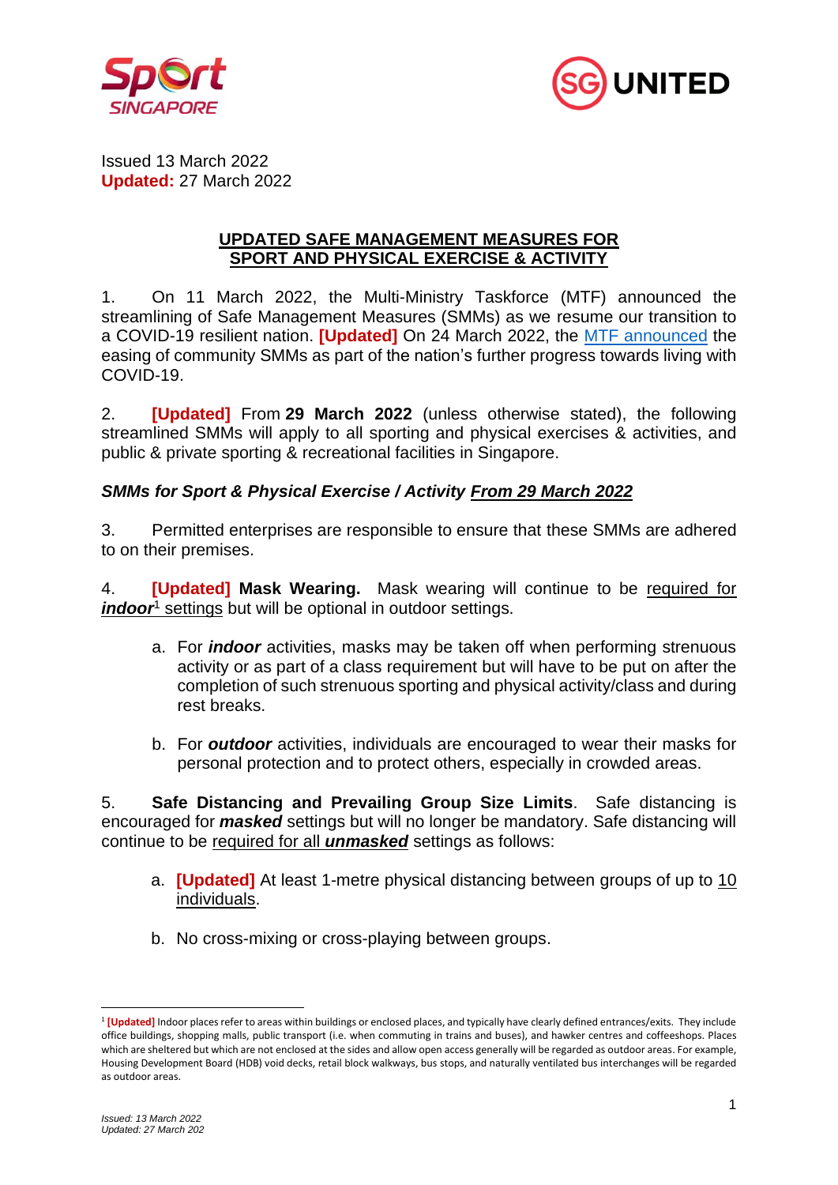Issued 13 March 2022
**Updated:** 27 March 2022

## UPDATED SAFE MANAGEMENT MEASURES FOR SPORT AND PHYSICAL EXERCISE & ACTIVITY

1. On 11 March 2022, the Multi-Ministry Taskforce (MTF) announced the streamlining of Safe Management Measures (SMMs) as we resume our transition to a COVID-19 resilient nation. **[Updated]** On 24 March 2022, the MTF announced the easing of community SMMs as part of the nation's further progress towards living with COVID-19.

2. **[Updated]** From **29 March 2022** (unless otherwise stated), the following streamlined SMMs will apply to all sporting and physical exercises & activities, and public & private sporting & recreational facilities in Singapore.

### *SMMs for Sport & Physical Exercise / Activity From 29 March 2022*

3. Permitted enterprises are responsible to ensure that these SMMs are adhered to on their premises.

4. **[Updated] Mask Wearing.** Mask wearing will continue to be required for ***indoor***[1] settings but will be optional in outdoor settings.

   a. For ***indoor*** activities, masks may be taken off when performing strenuous activity or as part of a class requirement but will have to be put on after the completion of such strenuous sporting and physical activity/class and during rest breaks.

   b. For ***outdoor*** activities, individuals are encouraged to wear their masks for personal protection and to protect others, especially in crowded areas.

5. **Safe Distancing and Prevailing Group Size Limits**. Safe distancing is encouraged for ***masked*** settings but will no longer be mandatory. Safe distancing will continue to be required for all ***unmasked*** settings as follows:

   a. **[Updated]** At least 1-metre physical distancing between groups of up to 10 individuals.

   b. No cross-mixing or cross-playing between groups.

---

[1] **[Updated]** Indoor places refer to areas within buildings or enclosed places, and typically have clearly defined entrances/exits. They include office buildings, shopping malls, public transport (i.e. when commuting in trains and buses), and hawker centres and coffeeshops. Places which are sheltered but which are not enclosed at the sides and allow open access generally will be regarded as outdoor areas. For example, Housing Development Board (HDB) void decks, retail block walkways, bus stops, and naturally ventilated bus interchanges will be regarded as outdoor areas.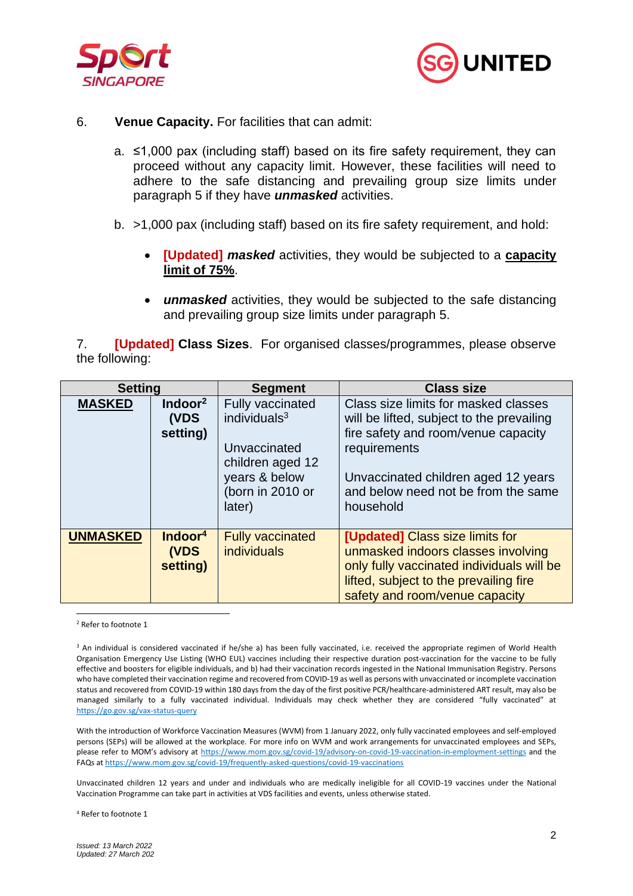6. **Venue Capacity.** For facilities that can admit:

a. ≤1,000 pax (including staff) based on its fire safety requirement, they can proceed without any capacity limit. However, these facilities will need to adhere to the safe distancing and prevailing group size limits under paragraph 5 if they have ***unmasked*** activities.

b. >1,000 pax (including staff) based on its fire safety requirement, and hold:

- **[Updated]** ***masked*** activities, they would be subjected to a **capacity limit of 75%**.
- ***unmasked*** activities, they would be subjected to the safe distancing and prevailing group size limits under paragraph 5.

7. **[Updated] Class Sizes**. For organised classes/programmes, please observe the following:

| Setting | | Segment | Class size |
|---|---|---|---|
| **MASKED** | **Indoor[2] (VDS setting)** | Fully vaccinated individuals[3]<br><br>Unvaccinated children aged 12 years & below (born in 2010 or later) | Class size limits for masked classes will be lifted, subject to the prevailing fire safety and room/venue capacity requirements<br><br>Unvaccinated children aged 12 years and below need not be from the same household |
| **UNMASKED** | **Indoor[4] (VDS setting)** | Fully vaccinated individuals | **[Updated]** Class size limits for unmasked indoors classes involving only fully vaccinated individuals will be lifted, subject to the prevailing fire safety and room/venue capacity |

[2] Refer to footnote 1

[3] An individual is considered vaccinated if he/she a) has been fully vaccinated, i.e. received the appropriate regimen of World Health Organisation Emergency Use Listing (WHO EUL) vaccines including their respective duration post-vaccination for the vaccine to be fully effective and boosters for eligible individuals, and b) had their vaccination records ingested in the National Immunisation Registry. Persons who have completed their vaccination regime and recovered from COVID-19 as well as persons with unvaccinated or incomplete vaccination status and recovered from COVID-19 within 180 days from the day of the first positive PCR/healthcare-administered ART result, may also be managed similarly to a fully vaccinated individual. Individuals may check whether they are considered "fully vaccinated" at https://go.gov.sg/vax-status-query

With the introduction of Workforce Vaccination Measures (WVM) from 1 January 2022, only fully vaccinated employees and self-employed persons (SEPs) will be allowed at the workplace. For more info on WVM and work arrangements for unvaccinated employees and SEPs, please refer to MOM's advisory at https://www.mom.gov.sg/covid-19/advisory-on-covid-19-vaccination-in-employment-settings and the FAQs at https://www.mom.gov.sg/covid-19/frequently-asked-questions/covid-19-vaccinations

Unvaccinated children 12 years and under and individuals who are medically ineligible for all COVID-19 vaccines under the National Vaccination Programme can take part in activities at VDS facilities and events, unless otherwise stated.

[4] Refer to footnote 1

*Issued: 13 March 2022*
*Updated: 27 March 202*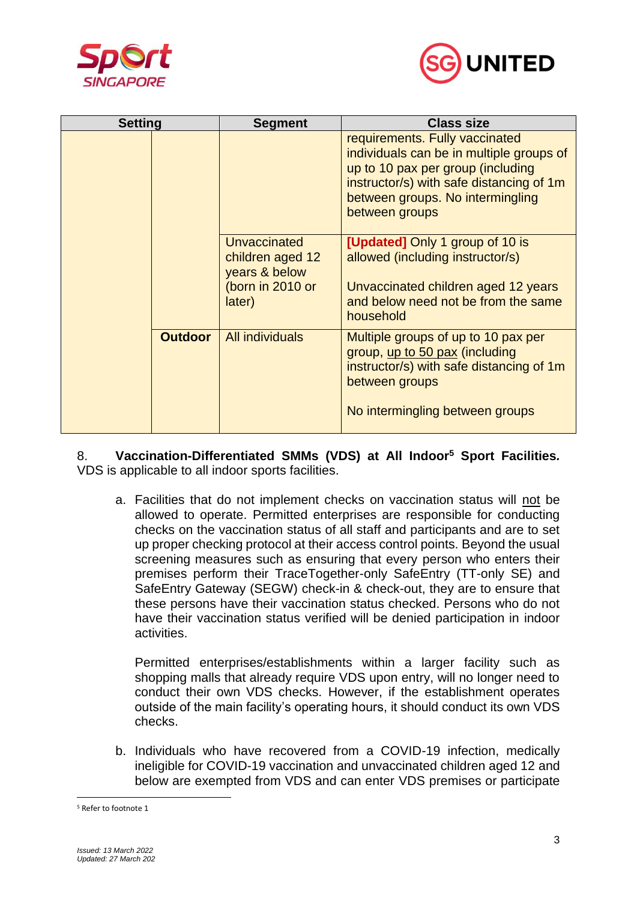| Setting | | Segment | Class size |
|---|---|---|---|
| | | | requirements. Fully vaccinated individuals can be in multiple groups of up to 10 pax per group (including instructor/s) with safe distancing of 1m between groups. No intermingling between groups |
| | | Unvaccinated children aged 12 years & below (born in 2010 or later) | **[Updated]** Only 1 group of 10 is allowed (including instructor/s)<br><br>Unvaccinated children aged 12 years and below need not be from the same household |
| | **Outdoor** | All individuals | Multiple groups of up to 10 pax per group, up to 50 pax (including instructor/s) with safe distancing of 1m between groups<br><br>No intermingling between groups |

8. **Vaccination-Differentiated SMMs (VDS) at All Indoor[5] Sport Facilities.** VDS is applicable to all indoor sports facilities.

a. Facilities that do not implement checks on vaccination status will not be allowed to operate. Permitted enterprises are responsible for conducting checks on the vaccination status of all staff and participants and are to set up proper checking protocol at their access control points. Beyond the usual screening measures such as ensuring that every person who enters their premises perform their TraceTogether-only SafeEntry (TT-only SE) and SafeEntry Gateway (SEGW) check-in & check-out, they are to ensure that these persons have their vaccination status checked. Persons who do not have their vaccination status verified will be denied participation in indoor activities.

   Permitted enterprises/establishments within a larger facility such as shopping malls that already require VDS upon entry, will no longer need to conduct their own VDS checks. However, if the establishment operates outside of the main facility's operating hours, it should conduct its own VDS checks.

b. Individuals who have recovered from a COVID-19 infection, medically ineligible for COVID-19 vaccination and unvaccinated children aged 12 and below are exempted from VDS and can enter VDS premises or participate

[5] Refer to footnote 1

*Issued: 13 March 2022*
*Updated: 27 March 202*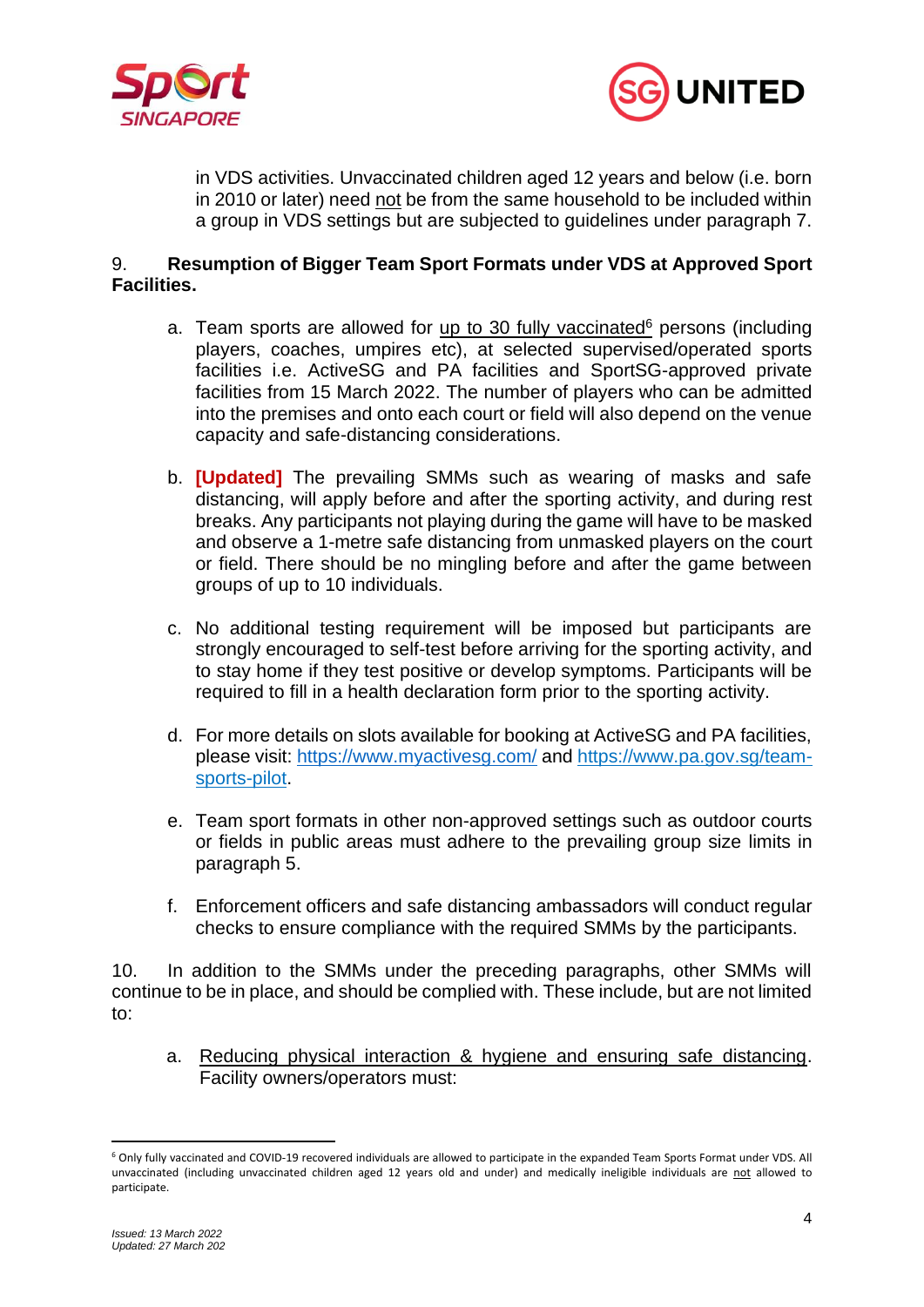in VDS activities. Unvaccinated children aged 12 years and below (i.e. born in 2010 or later) need not be from the same household to be included within a group in VDS settings but are subjected to guidelines under paragraph 7.

9. **Resumption of Bigger Team Sport Formats under VDS at Approved Sport Facilities.**

a. Team sports are allowed for up to 30 fully vaccinated[6] persons (including players, coaches, umpires etc), at selected supervised/operated sports facilities i.e. ActiveSG and PA facilities and SportSG-approved private facilities from 15 March 2022. The number of players who can be admitted into the premises and onto each court or field will also depend on the venue capacity and safe-distancing considerations.

b. **[Updated]** The prevailing SMMs such as wearing of masks and safe distancing, will apply before and after the sporting activity, and during rest breaks. Any participants not playing during the game will have to be masked and observe a 1-metre safe distancing from unmasked players on the court or field. There should be no mingling before and after the game between groups of up to 10 individuals.

c. No additional testing requirement will be imposed but participants are strongly encouraged to self-test before arriving for the sporting activity, and to stay home if they test positive or develop symptoms. Participants will be required to fill in a health declaration form prior to the sporting activity.

d. For more details on slots available for booking at ActiveSG and PA facilities, please visit: https://www.myactivesg.com/ and https://www.pa.gov.sg/team-sports-pilot.

e. Team sport formats in other non-approved settings such as outdoor courts or fields in public areas must adhere to the prevailing group size limits in paragraph 5.

f. Enforcement officers and safe distancing ambassadors will conduct regular checks to ensure compliance with the required SMMs by the participants.

10. In addition to the SMMs under the preceding paragraphs, other SMMs will continue to be in place, and should be complied with. These include, but are not limited to:

a. Reducing physical interaction & hygiene and ensuring safe distancing. Facility owners/operators must:

---

[6] Only fully vaccinated and COVID-19 recovered individuals are allowed to participate in the expanded Team Sports Format under VDS. All unvaccinated (including unvaccinated children aged 12 years old and under) and medically ineligible individuals are not allowed to participate.

*Issued: 13 March 2022*
*Updated: 27 March 202*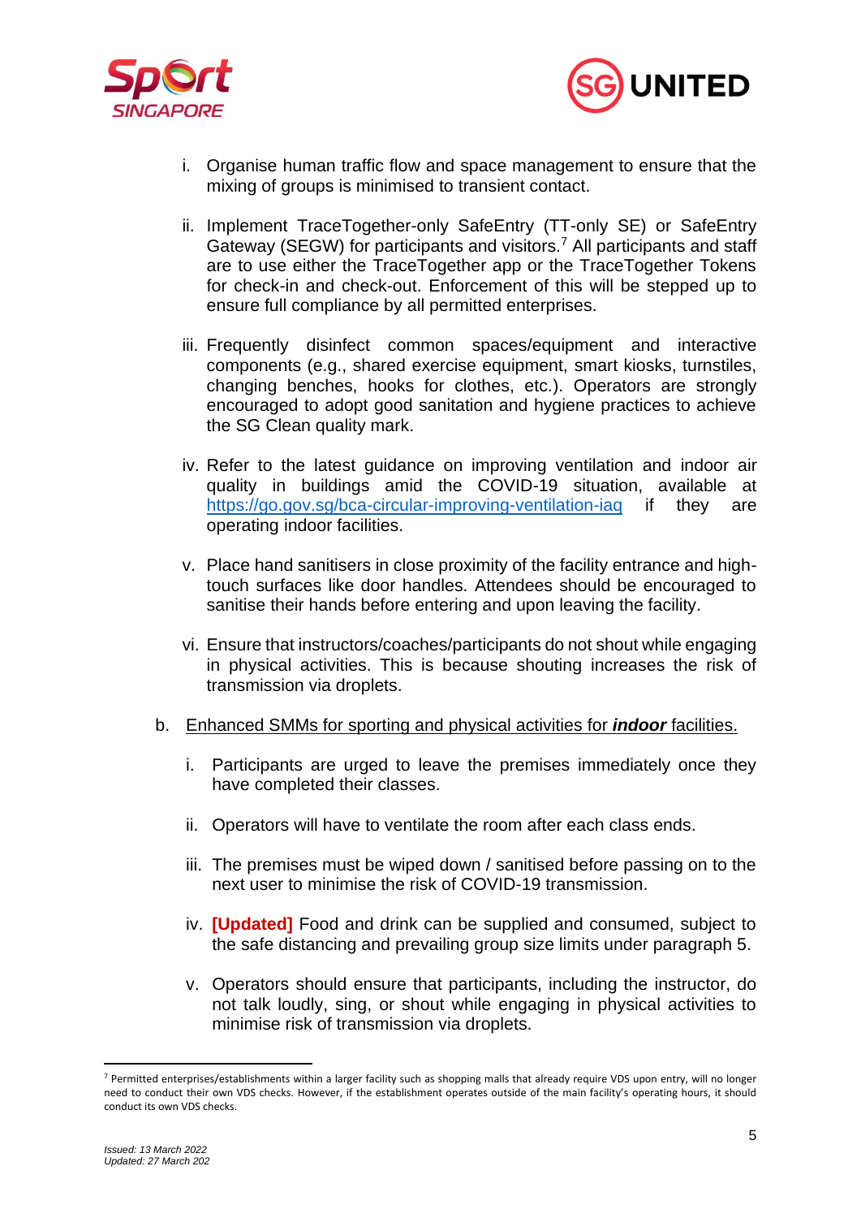i. Organise human traffic flow and space management to ensure that the mixing of groups is minimised to transient contact.

ii. Implement TraceTogether-only SafeEntry (TT-only SE) or SafeEntry Gateway (SEGW) for participants and visitors.[7] All participants and staff are to use either the TraceTogether app or the TraceTogether Tokens for check-in and check-out. Enforcement of this will be stepped up to ensure full compliance by all permitted enterprises.

iii. Frequently disinfect common spaces/equipment and interactive components (e.g., shared exercise equipment, smart kiosks, turnstiles, changing benches, hooks for clothes, etc.). Operators are strongly encouraged to adopt good sanitation and hygiene practices to achieve the SG Clean quality mark.

iv. Refer to the latest guidance on improving ventilation and indoor air quality in buildings amid the COVID-19 situation, available at https://go.gov.sg/bca-circular-improving-ventilation-iaq if they are operating indoor facilities.

v. Place hand sanitisers in close proximity of the facility entrance and high-touch surfaces like door handles. Attendees should be encouraged to sanitise their hands before entering and upon leaving the facility.

vi. Ensure that instructors/coaches/participants do not shout while engaging in physical activities. This is because shouting increases the risk of transmission via droplets.

b. <u>Enhanced SMMs for sporting and physical activities for ***indoor*** facilities.</u>

i. Participants are urged to leave the premises immediately once they have completed their classes.

ii. Operators will have to ventilate the room after each class ends.

iii. The premises must be wiped down / sanitised before passing on to the next user to minimise the risk of COVID-19 transmission.

iv. **[Updated]** Food and drink can be supplied and consumed, subject to the safe distancing and prevailing group size limits under paragraph 5.

v. Operators should ensure that participants, including the instructor, do not talk loudly, sing, or shout while engaging in physical activities to minimise risk of transmission via droplets.

---

[7] Permitted enterprises/establishments within a larger facility such as shopping malls that already require VDS upon entry, will no longer need to conduct their own VDS checks. However, if the establishment operates outside of the main facility's operating hours, it should conduct its own VDS checks.

*Issued: 13 March 2022*
*Updated: 27 March 202*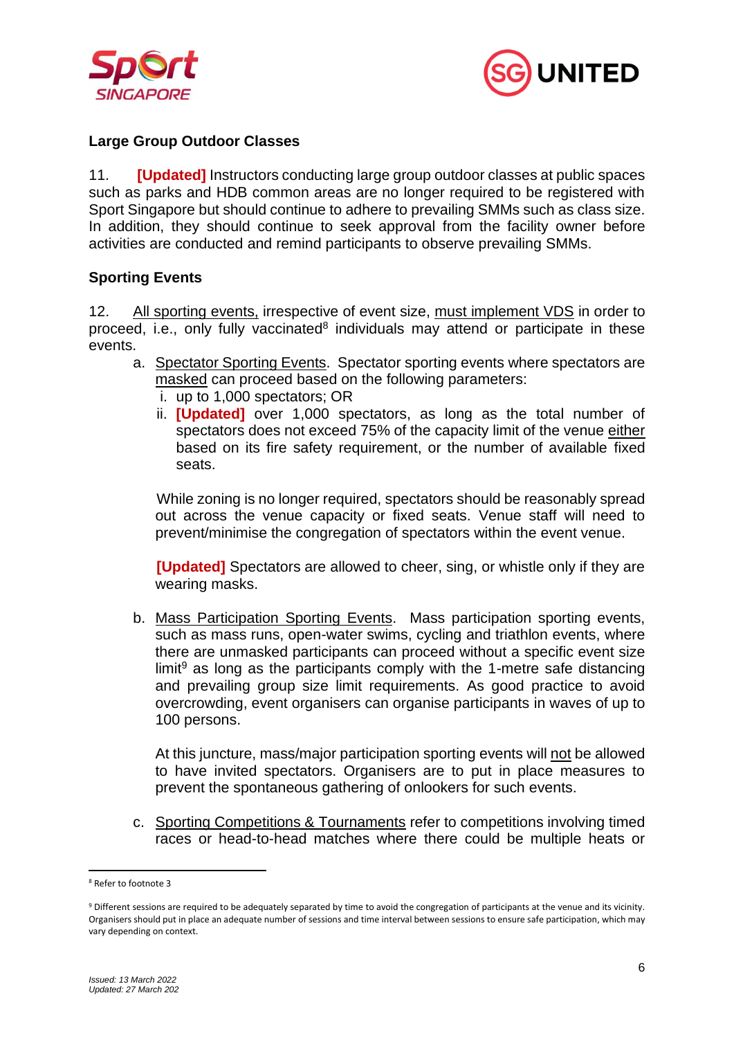### Large Group Outdoor Classes

11. **[Updated]** Instructors conducting large group outdoor classes at public spaces such as parks and HDB common areas are no longer required to be registered with Sport Singapore but should continue to adhere to prevailing SMMs such as class size. In addition, they should continue to seek approval from the facility owner before activities are conducted and remind participants to observe prevailing SMMs.

### Sporting Events

12. All sporting events, irrespective of event size, must implement VDS in order to proceed, i.e., only fully vaccinated[8] individuals may attend or participate in these events.

   a. Spectator Sporting Events. Spectator sporting events where spectators are masked can proceed based on the following parameters:
      i. up to 1,000 spectators; OR
      ii. **[Updated]** over 1,000 spectators, as long as the total number of spectators does not exceed 75% of the capacity limit of the venue either based on its fire safety requirement, or the number of available fixed seats.

   While zoning is no longer required, spectators should be reasonably spread out across the venue capacity or fixed seats. Venue staff will need to prevent/minimise the congregation of spectators within the event venue.

   **[Updated]** Spectators are allowed to cheer, sing, or whistle only if they are wearing masks.

   b. Mass Participation Sporting Events. Mass participation sporting events, such as mass runs, open-water swims, cycling and triathlon events, where there are unmasked participants can proceed without a specific event size limit[9] as long as the participants comply with the 1-metre safe distancing and prevailing group size limit requirements. As good practice to avoid overcrowding, event organisers can organise participants in waves of up to 100 persons.

   At this juncture, mass/major participation sporting events will not be allowed to have invited spectators. Organisers are to put in place measures to prevent the spontaneous gathering of onlookers for such events.

   c. Sporting Competitions & Tournaments refer to competitions involving timed races or head-to-head matches where there could be multiple heats or

---

[8] Refer to footnote 3

[9] Different sessions are required to be adequately separated by time to avoid the congregation of participants at the venue and its vicinity. Organisers should put in place an adequate number of sessions and time interval between sessions to ensure safe participation, which may vary depending on context.

*Issued: 13 March 2022*
*Updated: 27 March 202*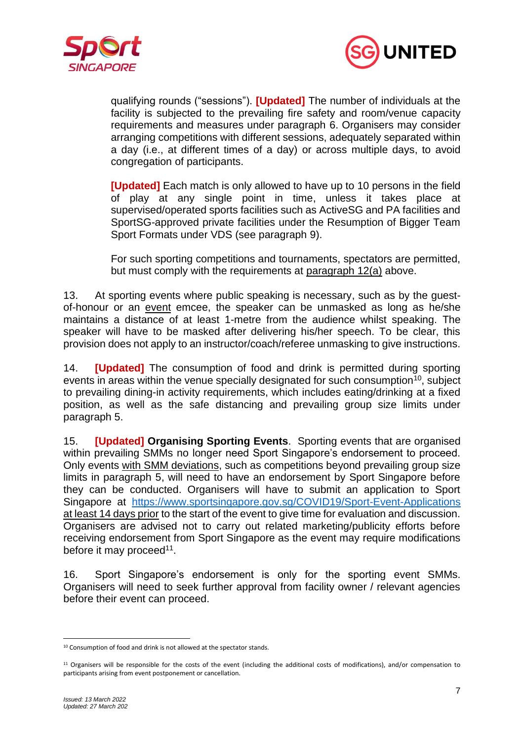qualifying rounds ("sessions"). **[Updated]** The number of individuals at the facility is subjected to the prevailing fire safety and room/venue capacity requirements and measures under paragraph 6. Organisers may consider arranging competitions with different sessions, adequately separated within a day (i.e., at different times of a day) or across multiple days, to avoid congregation of participants.

**[Updated]** Each match is only allowed to have up to 10 persons in the field of play at any single point in time, unless it takes place at supervised/operated sports facilities such as ActiveSG and PA facilities and SportSG-approved private facilities under the Resumption of Bigger Team Sport Formats under VDS (see paragraph 9).

For such sporting competitions and tournaments, spectators are permitted, but must comply with the requirements at paragraph 12(a) above.

13. At sporting events where public speaking is necessary, such as by the guest-of-honour or an event emcee, the speaker can be unmasked as long as he/she maintains a distance of at least 1-metre from the audience whilst speaking. The speaker will have to be masked after delivering his/her speech. To be clear, this provision does not apply to an instructor/coach/referee unmasking to give instructions.

14. **[Updated]** The consumption of food and drink is permitted during sporting events in areas within the venue specially designated for such consumption[10], subject to prevailing dining-in activity requirements, which includes eating/drinking at a fixed position, as well as the safe distancing and prevailing group size limits under paragraph 5.

15. **[Updated] Organising Sporting Events**. Sporting events that are organised within prevailing SMMs no longer need Sport Singapore's endorsement to proceed. Only events with SMM deviations, such as competitions beyond prevailing group size limits in paragraph 5, will need to have an endorsement by Sport Singapore before they can be conducted. Organisers will have to submit an application to Sport Singapore at https://www.sportsingapore.gov.sg/COVID19/Sport-Event-Applications at least 14 days prior to the start of the event to give time for evaluation and discussion. Organisers are advised not to carry out related marketing/publicity efforts before receiving endorsement from Sport Singapore as the event may require modifications before it may proceed[11].

16. Sport Singapore's endorsement is only for the sporting event SMMs. Organisers will need to seek further approval from facility owner / relevant agencies before their event can proceed.

---

[10] Consumption of food and drink is not allowed at the spectator stands.

[11] Organisers will be responsible for the costs of the event (including the additional costs of modifications), and/or compensation to participants arising from event postponement or cancellation.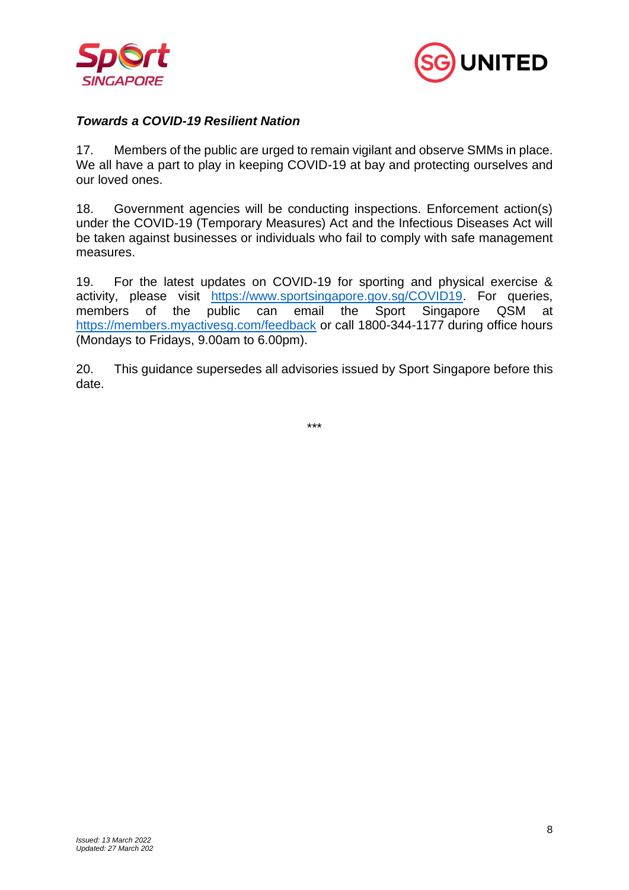***Towards a COVID-19 Resilient Nation***

17. Members of the public are urged to remain vigilant and observe SMMs in place. We all have a part to play in keeping COVID-19 at bay and protecting ourselves and our loved ones.

18. Government agencies will be conducting inspections. Enforcement action(s) under the COVID-19 (Temporary Measures) Act and the Infectious Diseases Act will be taken against businesses or individuals who fail to comply with safe management measures.

19. For the latest updates on COVID-19 for sporting and physical exercise & activity, please visit https://www.sportsingapore.gov.sg/COVID19. For queries, members of the public can email the Sport Singapore QSM at https://members.myactivesg.com/feedback or call 1800-344-1177 during office hours (Mondays to Fridays, 9.00am to 6.00pm).

20. This guidance supersedes all advisories issued by Sport Singapore before this date.

***

*Issued: 13 March 2022*
*Updated: 27 March 202*